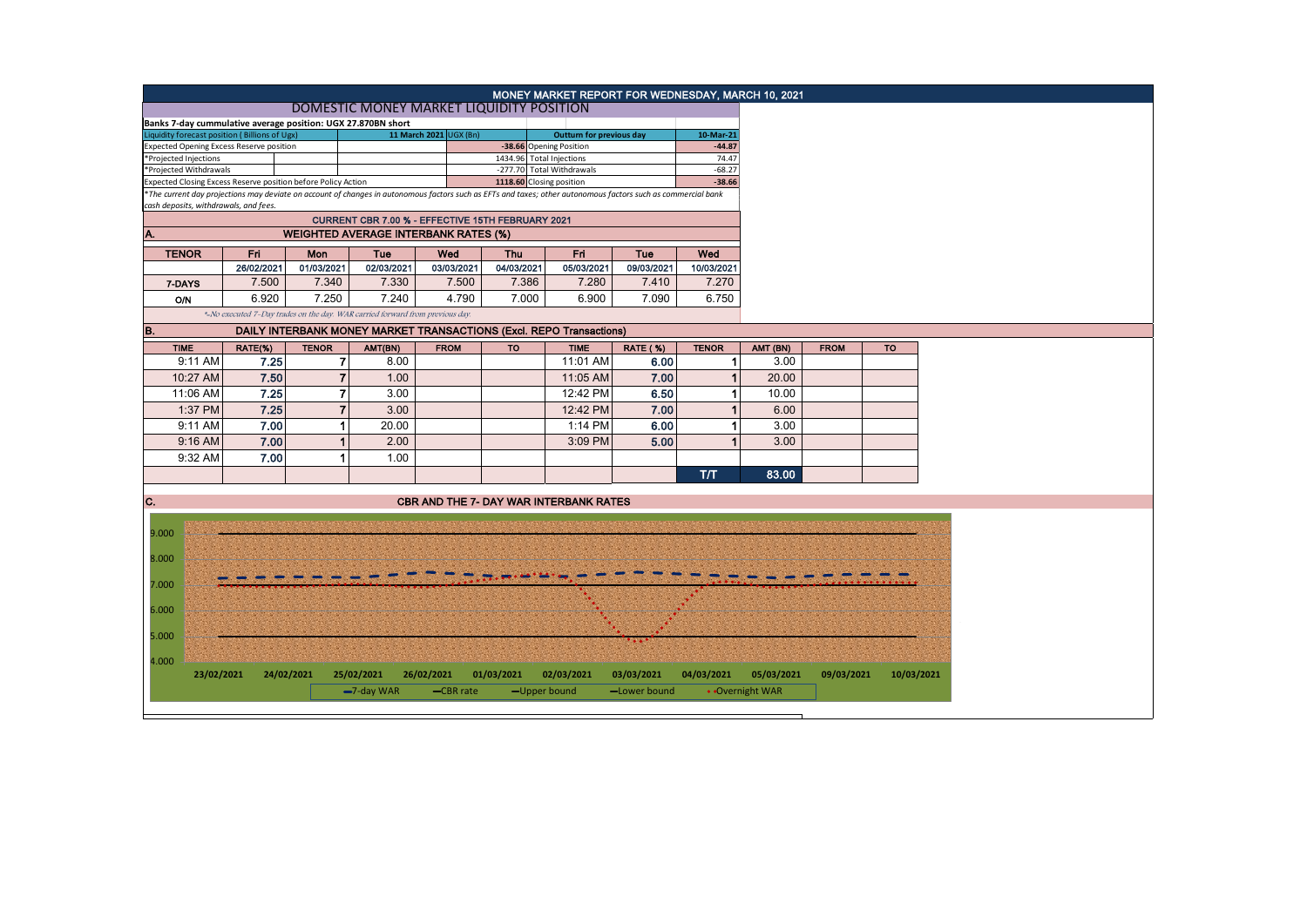# MONEY MARKET REPORT FOR WEDNESDAY, MARCH 10, 2021

## DOMESTIC MONEY MARKET LIQUIDITY POSITION

**Banks 7-day cummulative average position: UGX 27.870BN short**

| Liquidity forecast position ( Billions of Ugx) | 11 March 2021 UGX (Bn) | Outturn for previous day | 10-Mar-21 |
|---|---|---|---|
| Expected Opening Excess Reserve position | -38.66 | Opening Position | -44.87 |
| *Projected Injections | 1434.96 | Total Injections | 74.47 |
| *Projected Withdrawals | -277.70 | Total Withdrawals | -68.27 |
| Expected Closing Excess Reserve position before Policy Action | 1118.60 | Closing position | -38.66 |

*The current day projections may deviate on account of changes in autonomous factors such as EFTs and taxes; other autonomous factors such as commercial bank cash deposits, withdrawals, and fees.

### CURRENT CBR 7.00 % - EFFECTIVE 15TH FEBRUARY 2021

### A. WEIGHTED AVERAGE INTERBANK RATES (%)

| TENOR | Fri 26/02/2021 | Mon 01/03/2021 | Tue 02/03/2021 | Wed 03/03/2021 | Thu 04/03/2021 | Fri 05/03/2021 | Tue 09/03/2021 | Wed 10/03/2021 |
|---|---|---|---|---|---|---|---|---|
| 7-DAYS | 7.500 | 7.340 | 7.330 | 7.500 | 7.386 | 7.280 | 7.410 | 7.270 |
| O/N | 6.920 | 7.250 | 7.240 | 4.790 | 7.000 | 6.900 | 7.090 | 6.750 |

*-No executed 7-Day trades on the day. WAR carried forward from previous day

### B. DAILY INTERBANK MONEY MARKET TRANSACTIONS (Excl. REPO Transactions)

| TIME | RATE(%) | TENOR | AMT(BN) | FROM | TO | TIME | RATE ( %) | TENOR | AMT (BN) | FROM | TO |
|---|---|---|---|---|---|---|---|---|---|---|---|
| 9:11 AM | 7.25 | 7 | 8.00 | | | 11:01 AM | 6.00 | 1 | 3.00 | | |
| 10:27 AM | 7.50 | 7 | 1.00 | | | 11:05 AM | 7.00 | 1 | 20.00 | | |
| 11:06 AM | 7.25 | 7 | 3.00 | | | 12:42 PM | 6.50 | 1 | 10.00 | | |
| 1:37 PM | 7.25 | 7 | 3.00 | | | 12:42 PM | 7.00 | 1 | 6.00 | | |
| 9:11 AM | 7.00 | 1 | 20.00 | | | 1:14 PM | 6.00 | 1 | 3.00 | | |
| 9:16 AM | 7.00 | 1 | 2.00 | | | 3:09 PM | 5.00 | 1 | 3.00 | | |
| 9:32 AM | 7.00 | 1 | 1.00 | | | | | | | | |
| | | | | | | | | T/T | 83.00 | | |

### C. CBR AND THE 7- DAY WAR INTERBANK RATES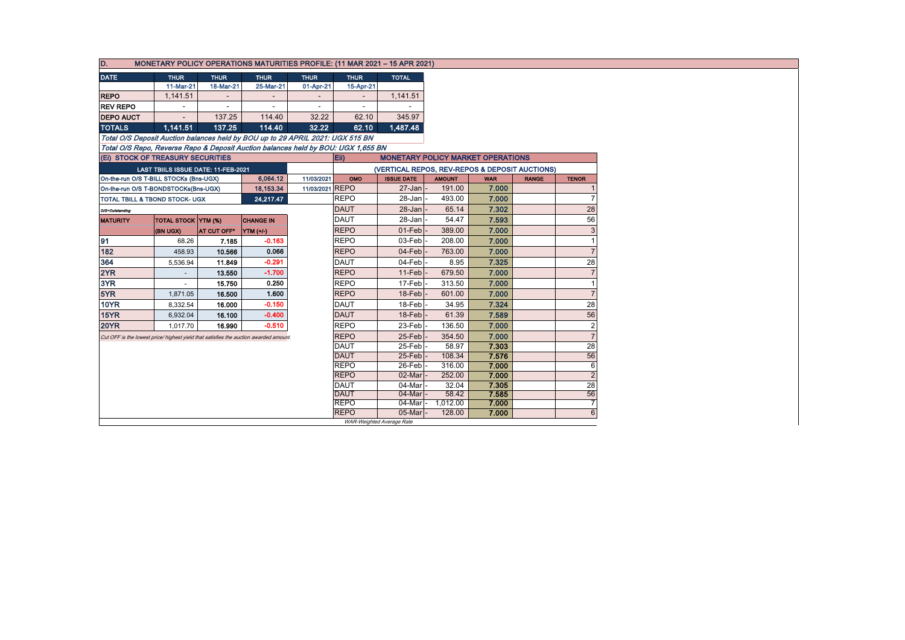## D. MONETARY POLICY OPERATIONS MATURITIES PROFILE: (11 MAR 2021 – 15 APR 2021)

| DATE | THUR | THUR | THUR | THUR | THUR | TOTAL |
|---|---|---|---|---|---|---|
| | 11-Mar-21 | 18-Mar-21 | 25-Mar-21 | 01-Apr-21 | 15-Apr-21 | |
| REPO | 1,141.51 | - | - | - | - | 1,141.51 |
| REV REPO | - | - | - | - | - | - |
| DEPO AUCT | - | 137.25 | 114.40 | 32.22 | 62.10 | 345.97 |
| **TOTALS** | **1,141.51** | **137.25** | **114.40** | **32.22** | **62.10** | **1,487.48** |

*Total O/S Deposit Auction balances held by BOU up to 29 APRIL 2021: UGX 515 BN*

*Total O/S Repo, Reverse Repo & Deposit Auction balances held by BOU: UGX 1,655 BN*

### (Ei) STOCK OF TREASURY SECURITIES

| LAST TBIILS ISSUE DATE: 11-FEB-2021 | | |
|---|---|---|
| On-the-run O/S T-BILL STOCKs (Bns-UGX) | 6,064.12 | 11/03/2021 |
| On-the-run O/S T-BONDSTOCKs(Bns-UGX) | 18,153.34 | 11/03/2021 |
| TOTAL TBILL & TBOND STOCK- UGX | 24,217.47 | |

*O/S=Outstanding*

| MATURITY | TOTAL STOCK (BN UGX) | YTM (%) AT CUT OFF* | CHANGE IN YTM (+/-) |
|---|---|---|---|
| 91 | 68.26 | 7.185 | -0.163 |
| 182 | 458.93 | 10.566 | 0.066 |
| 364 | 5,536.94 | 11.849 | -0.291 |
| 2YR | - | 13.550 | -1.700 |
| 3YR | - | 15.750 | 0.250 |
| 5YR | 1,871.05 | 16.500 | 1.600 |
| 10YR | 8,332.54 | 16.000 | -0.150 |
| 15YR | 6,932.04 | 16.100 | -0.400 |
| 20YR | 1,017.70 | 16.990 | -0.510 |

*Cut OFF is the lowest price/ highest yield that satisfies the auction awarded amount.*

### Eii) MONETARY POLICY MARKET OPERATIONS

(VERTICAL REPOS, REV-REPOS & DEPOSIT AUCTIONS)

| OMO | ISSUE DATE | AMOUNT | WAR | RANGE | TENOR |
|---|---|---|---|---|---|
| REPO | 27-Jan | 191.00 | 7.000 | | 1 |
| REPO | 28-Jan | 493.00 | 7.000 | | 7 |
| DAUT | 28-Jan | 65.14 | 7.302 | | 28 |
| DAUT | 28-Jan | 54.47 | 7.593 | | 56 |
| REPO | 01-Feb | 389.00 | 7.000 | | 3 |
| REPO | 03-Feb | 208.00 | 7.000 | | 1 |
| REPO | 04-Feb | 763.00 | 7.000 | | 7 |
| DAUT | 04-Feb | 8.95 | 7.325 | | 28 |
| REPO | 11-Feb | 679.50 | 7.000 | | 7 |
| REPO | 17-Feb | 313.50 | 7.000 | | 1 |
| REPO | 18-Feb | 601.00 | 7.000 | | 7 |
| DAUT | 18-Feb | 34.95 | 7.324 | | 28 |
| DAUT | 18-Feb | 61.39 | 7.589 | | 56 |
| REPO | 23-Feb | 136.50 | 7.000 | | 2 |
| REPO | 25-Feb | 354.50 | 7.000 | | 7 |
| DAUT | 25-Feb | 58.97 | 7.303 | | 28 |
| DAUT | 25-Feb | 108.34 | 7.576 | | 56 |
| REPO | 26-Feb | 316.00 | 7.000 | | 6 |
| REPO | 02-Mar | 252.00 | 7.000 | | 2 |
| DAUT | 04-Mar | 32.04 | 7.305 | | 28 |
| DAUT | 04-Mar | 58.42 | 7.585 | | 56 |
| REPO | 04-Mar | 1,012.00 | 7.000 | | 7 |
| REPO | 05-Mar | 128.00 | 7.000 | | 6 |

*WAR-Weighted Average Rate*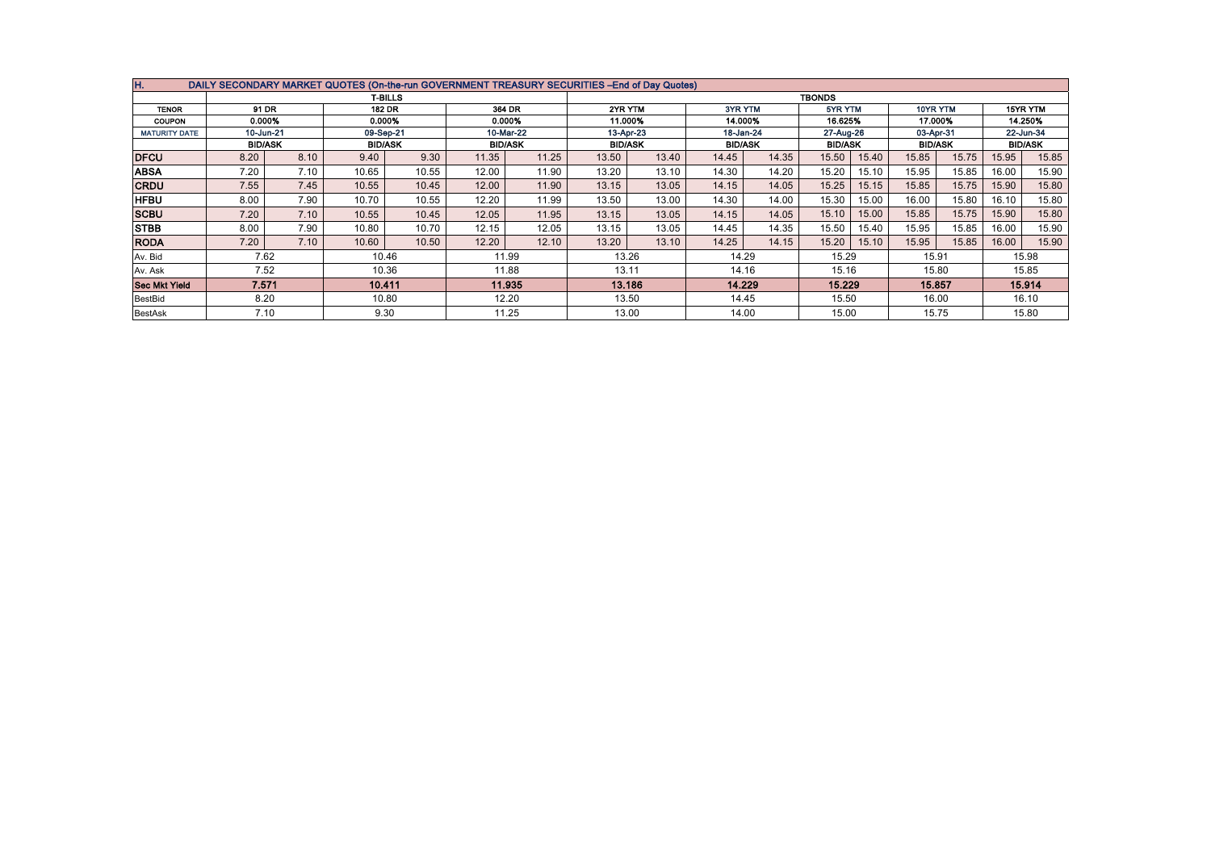| H. | DAILY SECONDARY MARKET QUOTES (On-the-run GOVERNMENT TREASURY SECURITIES –End of Day Quotes) | | | | | | | | | | | | | | | |
|---|---|---|---|---|---|---|---|---|---|---|---|---|---|---|---|---|
| | T-BILLS | | | | | | TBONDS | | | | | | | | | |
| TENOR | 91 DR | | 182 DR | | 364 DR | | 2YR YTM | | 3YR YTM | | 5YR YTM | | 10YR YTM | | 15YR YTM | |
| COUPON | 0.000% | | 0.000% | | 0.000% | | 11.000% | | 14.000% | | 16.625% | | 17.000% | | 14.250% | |
| MATURITY DATE | 10-Jun-21 | | 09-Sep-21 | | 10-Mar-22 | | 13-Apr-23 | | 18-Jan-24 | | 27-Aug-26 | | 03-Apr-31 | | 22-Jun-34 | |
| | BID/ASK | | BID/ASK | | BID/ASK | | BID/ASK | | BID/ASK | | BID/ASK | | BID/ASK | | BID/ASK | |
| DFCU | 8.20 | 8.10 | 9.40 | 9.30 | 11.35 | 11.25 | 13.50 | 13.40 | 14.45 | 14.35 | 15.50 | 15.40 | 15.85 | 15.75 | 15.95 | 15.85 |
| ABSA | 7.20 | 7.10 | 10.65 | 10.55 | 12.00 | 11.90 | 13.20 | 13.10 | 14.30 | 14.20 | 15.20 | 15.10 | 15.95 | 15.85 | 16.00 | 15.90 |
| CRDU | 7.55 | 7.45 | 10.55 | 10.45 | 12.00 | 11.90 | 13.15 | 13.05 | 14.15 | 14.05 | 15.25 | 15.15 | 15.85 | 15.75 | 15.90 | 15.80 |
| HFBU | 8.00 | 7.90 | 10.70 | 10.55 | 12.20 | 11.99 | 13.50 | 13.00 | 14.30 | 14.00 | 15.30 | 15.00 | 16.00 | 15.80 | 16.10 | 15.80 |
| SCBU | 7.20 | 7.10 | 10.55 | 10.45 | 12.05 | 11.95 | 13.15 | 13.05 | 14.15 | 14.05 | 15.10 | 15.00 | 15.85 | 15.75 | 15.90 | 15.80 |
| STBB | 8.00 | 7.90 | 10.80 | 10.70 | 12.15 | 12.05 | 13.15 | 13.05 | 14.45 | 14.35 | 15.50 | 15.40 | 15.95 | 15.85 | 16.00 | 15.90 |
| RODA | 7.20 | 7.10 | 10.60 | 10.50 | 12.20 | 12.10 | 13.20 | 13.10 | 14.25 | 14.15 | 15.20 | 15.10 | 15.95 | 15.85 | 16.00 | 15.90 |
| Av. Bid | 7.62 | | 10.46 | | 11.99 | | 13.26 | | 14.29 | | 15.29 | | 15.91 | | 15.98 | |
| Av. Ask | 7.52 | | 10.36 | | 11.88 | | 13.11 | | 14.16 | | 15.16 | | 15.80 | | 15.85 | |
| Sec Mkt Yield | 7.571 | | 10.411 | | 11.935 | | 13.186 | | 14.229 | | 15.229 | | 15.857 | | 15.914 | |
| BestBid | 8.20 | | 10.80 | | 12.20 | | 13.50 | | 14.45 | | 15.50 | | 16.00 | | 16.10 | |
| BestAsk | 7.10 | | 9.30 | | 11.25 | | 13.00 | | 14.00 | | 15.00 | | 15.75 | | 15.80 | |